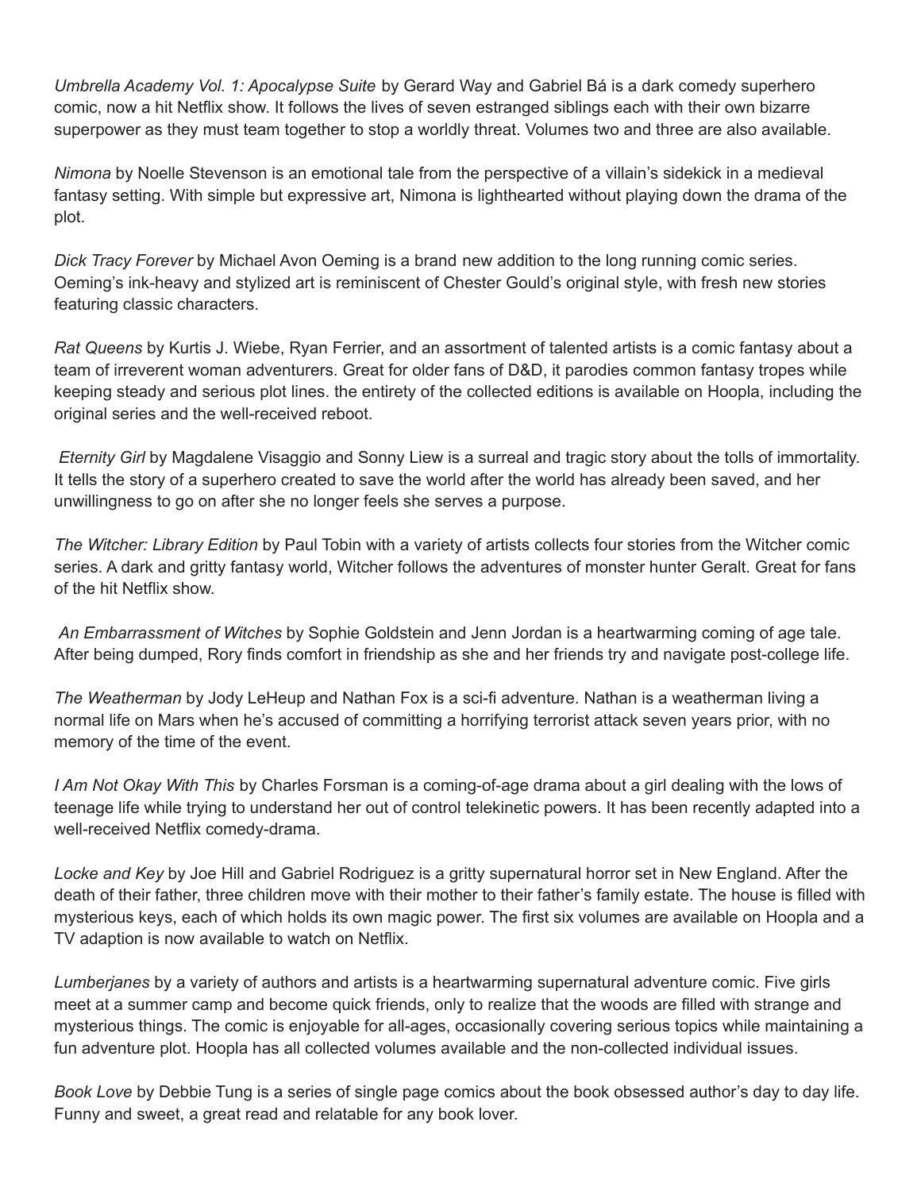*Umbrella Academy Vol. 1: Apocalypse Suite* by Gerard Way and Gabriel Bá is a dark comedy superhero comic, now a hit Netflix show. It follows the lives of seven estranged siblings each with their own bizarre superpower as they must team together to stop a worldly threat. Volumes two and three are also available.

*Nimona* by Noelle Stevenson is an emotional tale from the perspective of a villain's sidekick in a medieval fantasy setting. With simple but expressive art, Nimona is lighthearted without playing down the drama of the plot.

*Dick Tracy Forever* by Michael Avon Oeming is a brand new addition to the long running comic series. Oeming's ink-heavy and stylized art is reminiscent of Chester Gould's original style, with fresh new stories featuring classic characters.

*Rat Queens* by Kurtis J. Wiebe, Ryan Ferrier, and an assortment of talented artists is a comic fantasy about a team of irreverent woman adventurers. Great for older fans of D&D, it parodies common fantasy tropes while keeping steady and serious plot lines. the entirety of the collected editions is available on Hoopla, including the original series and the well-received reboot.

*Eternity Girl* by Magdalene Visaggio and Sonny Liew is a surreal and tragic story about the tolls of immortality. It tells the story of a superhero created to save the world after the world has already been saved, and her unwillingness to go on after she no longer feels she serves a purpose.

*The Witcher: Library Edition* by Paul Tobin with a variety of artists collects four stories from the Witcher comic series. A dark and gritty fantasy world, Witcher follows the adventures of monster hunter Geralt. Great for fans of the hit Netflix show.

*An Embarrassment of Witches* by Sophie Goldstein and Jenn Jordan is a heartwarming coming of age tale. After being dumped, Rory finds comfort in friendship as she and her friends try and navigate post-college life.

*The Weatherman* by Jody LeHeup and Nathan Fox is a sci-fi adventure. Nathan is a weatherman living a normal life on Mars when he's accused of committing a horrifying terrorist attack seven years prior, with no memory of the time of the event.

*I Am Not Okay With This* by Charles Forsman is a coming-of-age drama about a girl dealing with the lows of teenage life while trying to understand her out of control telekinetic powers. It has been recently adapted into a well-received Netflix comedy-drama.

*Locke and Key* by Joe Hill and Gabriel Rodriguez is a gritty supernatural horror set in New England. After the death of their father, three children move with their mother to their father's family estate. The house is filled with mysterious keys, each of which holds its own magic power. The first six volumes are available on Hoopla and a TV adaption is now available to watch on Netflix.

*Lumberjanes* by a variety of authors and artists is a heartwarming supernatural adventure comic. Five girls meet at a summer camp and become quick friends, only to realize that the woods are filled with strange and mysterious things. The comic is enjoyable for all-ages, occasionally covering serious topics while maintaining a fun adventure plot. Hoopla has all collected volumes available and the non-collected individual issues.

*Book Love* by Debbie Tung is a series of single page comics about the book obsessed author's day to day life. Funny and sweet, a great read and relatable for any book lover.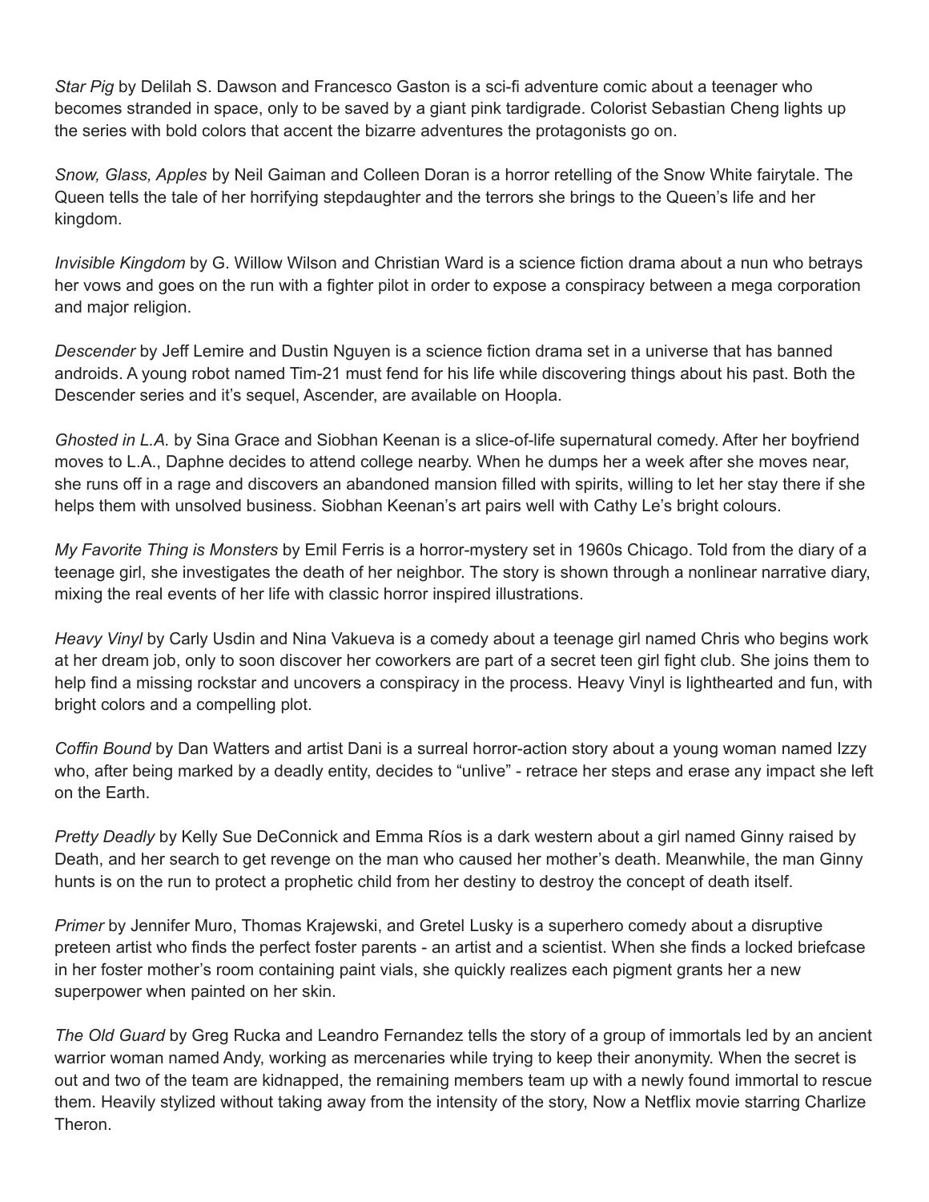*Star Pig* by Delilah S. Dawson and Francesco Gaston is a sci-fi adventure comic about a teenager who becomes stranded in space, only to be saved by a giant pink tardigrade. Colorist Sebastian Cheng lights up the series with bold colors that accent the bizarre adventures the protagonists go on.

*Snow, Glass, Apples* by Neil Gaiman and Colleen Doran is a horror retelling of the Snow White fairytale. The Queen tells the tale of her horrifying stepdaughter and the terrors she brings to the Queen's life and her kingdom.

*Invisible Kingdom* by G. Willow Wilson and Christian Ward is a science fiction drama about a nun who betrays her vows and goes on the run with a fighter pilot in order to expose a conspiracy between a mega corporation and major religion.

*Descender* by Jeff Lemire and Dustin Nguyen is a science fiction drama set in a universe that has banned androids. A young robot named Tim-21 must fend for his life while discovering things about his past. Both the Descender series and it's sequel, Ascender, are available on Hoopla.

*Ghosted in L.A.* by Sina Grace and Siobhan Keenan is a slice-of-life supernatural comedy. After her boyfriend moves to L.A., Daphne decides to attend college nearby. When he dumps her a week after she moves near, she runs off in a rage and discovers an abandoned mansion filled with spirits, willing to let her stay there if she helps them with unsolved business. Siobhan Keenan's art pairs well with Cathy Le's bright colours.

*My Favorite Thing is Monsters* by Emil Ferris is a horror-mystery set in 1960s Chicago. Told from the diary of a teenage girl, she investigates the death of her neighbor. The story is shown through a nonlinear narrative diary, mixing the real events of her life with classic horror inspired illustrations.

*Heavy Vinyl* by Carly Usdin and Nina Vakueva is a comedy about a teenage girl named Chris who begins work at her dream job, only to soon discover her coworkers are part of a secret teen girl fight club. She joins them to help find a missing rockstar and uncovers a conspiracy in the process. Heavy Vinyl is lighthearted and fun, with bright colors and a compelling plot.

*Coffin Bound* by Dan Watters and artist Dani is a surreal horror-action story about a young woman named Izzy who, after being marked by a deadly entity, decides to "unlive" - retrace her steps and erase any impact she left on the Earth.

*Pretty Deadly* by Kelly Sue DeConnick and Emma Ríos is a dark western about a girl named Ginny raised by Death, and her search to get revenge on the man who caused her mother's death. Meanwhile, the man Ginny hunts is on the run to protect a prophetic child from her destiny to destroy the concept of death itself.

*Primer* by Jennifer Muro, Thomas Krajewski, and Gretel Lusky is a superhero comedy about a disruptive preteen artist who finds the perfect foster parents - an artist and a scientist. When she finds a locked briefcase in her foster mother's room containing paint vials, she quickly realizes each pigment grants her a new superpower when painted on her skin.

*The Old Guard* by Greg Rucka and Leandro Fernandez tells the story of a group of immortals led by an ancient warrior woman named Andy, working as mercenaries while trying to keep their anonymity. When the secret is out and two of the team are kidnapped, the remaining members team up with a newly found immortal to rescue them. Heavily stylized without taking away from the intensity of the story, Now a Netflix movie starring Charlize Theron.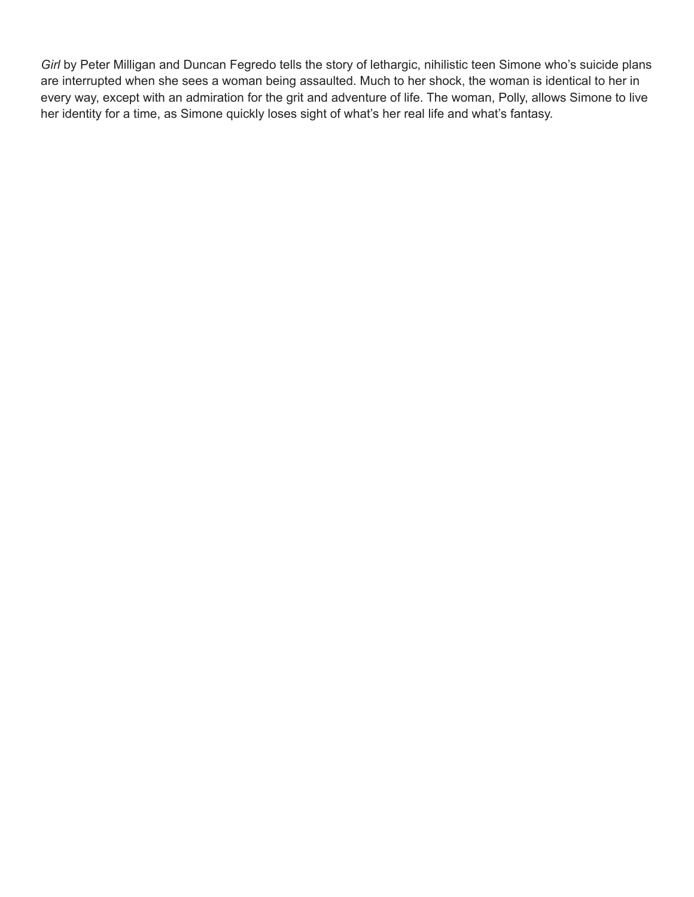*Girl* by Peter Milligan and Duncan Fegredo tells the story of lethargic, nihilistic teen Simone who's suicide plans are interrupted when she sees a woman being assaulted. Much to her shock, the woman is identical to her in every way, except with an admiration for the grit and adventure of life. The woman, Polly, allows Simone to live her identity for a time, as Simone quickly loses sight of what's her real life and what's fantasy.